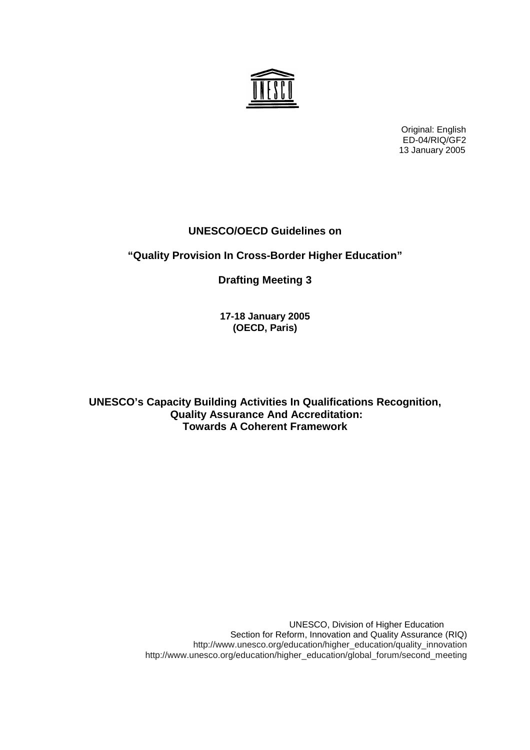Original: English
ED-04/RIQ/GF2
13 January 2005

**UNESCO/OECD Guidelines on**

**"Quality Provision In Cross-Border Higher Education"**

**Drafting Meeting 3**

**17-18 January 2005**
**(OECD, Paris)**

# UNESCO's Capacity Building Activities In Qualifications Recognition, Quality Assurance And Accreditation: Towards A Coherent Framework

UNESCO, Division of Higher Education
Section for Reform, Innovation and Quality Assurance (RIQ)
http://www.unesco.org/education/higher_education/quality_innovation
http://www.unesco.org/education/higher_education/global_forum/second_meeting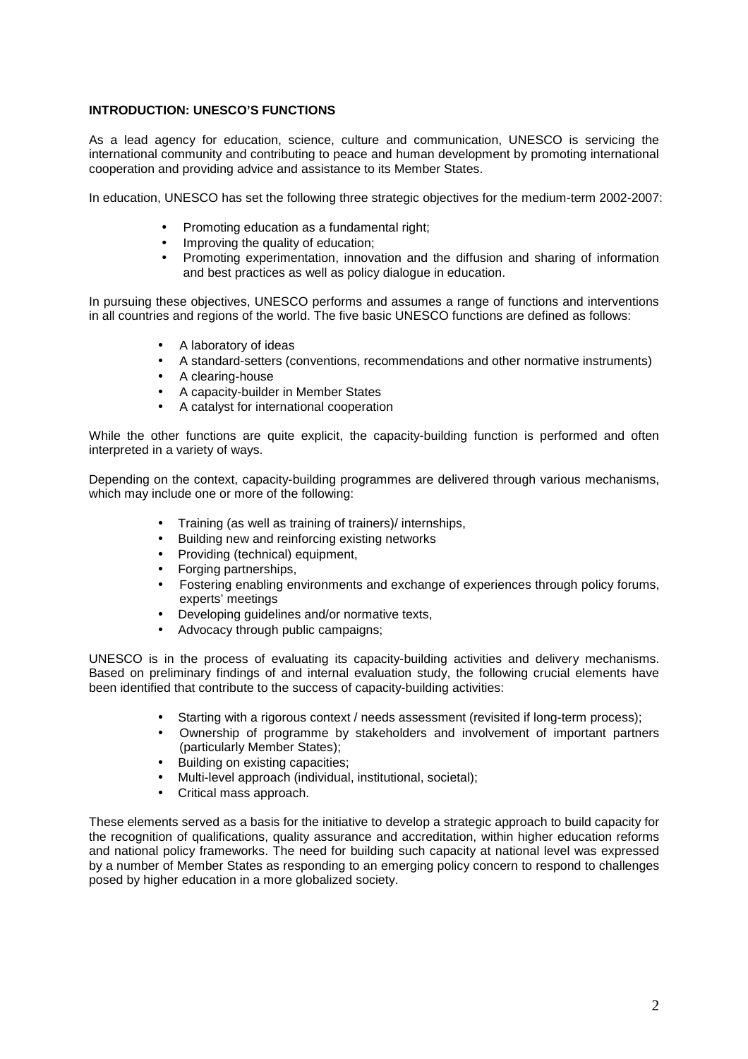**INTRODUCTION: UNESCO'S FUNCTIONS**

As a lead agency for education, science, culture and communication, UNESCO is servicing the international community and contributing to peace and human development by promoting international cooperation and providing advice and assistance to its Member States.

In education, UNESCO has set the following three strategic objectives for the medium-term 2002-2007:

- Promoting education as a fundamental right;
- Improving the quality of education;
- Promoting experimentation, innovation and the diffusion and sharing of information and best practices as well as policy dialogue in education.

In pursuing these objectives, UNESCO performs and assumes a range of functions and interventions in all countries and regions of the world. The five basic UNESCO functions are defined as follows:

- A laboratory of ideas
- A standard-setters (conventions, recommendations and other normative instruments)
- A clearing-house
- A capacity-builder in Member States
- A catalyst for international cooperation

While the other functions are quite explicit, the capacity-building function is performed and often interpreted in a variety of ways.

Depending on the context, capacity-building programmes are delivered through various mechanisms, which may include one or more of the following:

- Training (as well as training of trainers)/ internships,
- Building new and reinforcing existing networks
- Providing (technical) equipment,
- Forging partnerships,
- Fostering enabling environments and exchange of experiences through policy forums, experts' meetings
- Developing guidelines and/or normative texts,
- Advocacy through public campaigns;

UNESCO is in the process of evaluating its capacity-building activities and delivery mechanisms. Based on preliminary findings of and internal evaluation study, the following crucial elements have been identified that contribute to the success of capacity-building activities:

- Starting with a rigorous context / needs assessment (revisited if long-term process);
- Ownership of programme by stakeholders and involvement of important partners (particularly Member States);
- Building on existing capacities;
- Multi-level approach (individual, institutional, societal);
- Critical mass approach.

These elements served as a basis for the initiative to develop a strategic approach to build capacity for the recognition of qualifications, quality assurance and accreditation, within higher education reforms and national policy frameworks. The need for building such capacity at national level was expressed by a number of Member States as responding to an emerging policy concern to respond to challenges posed by higher education in a more globalized society.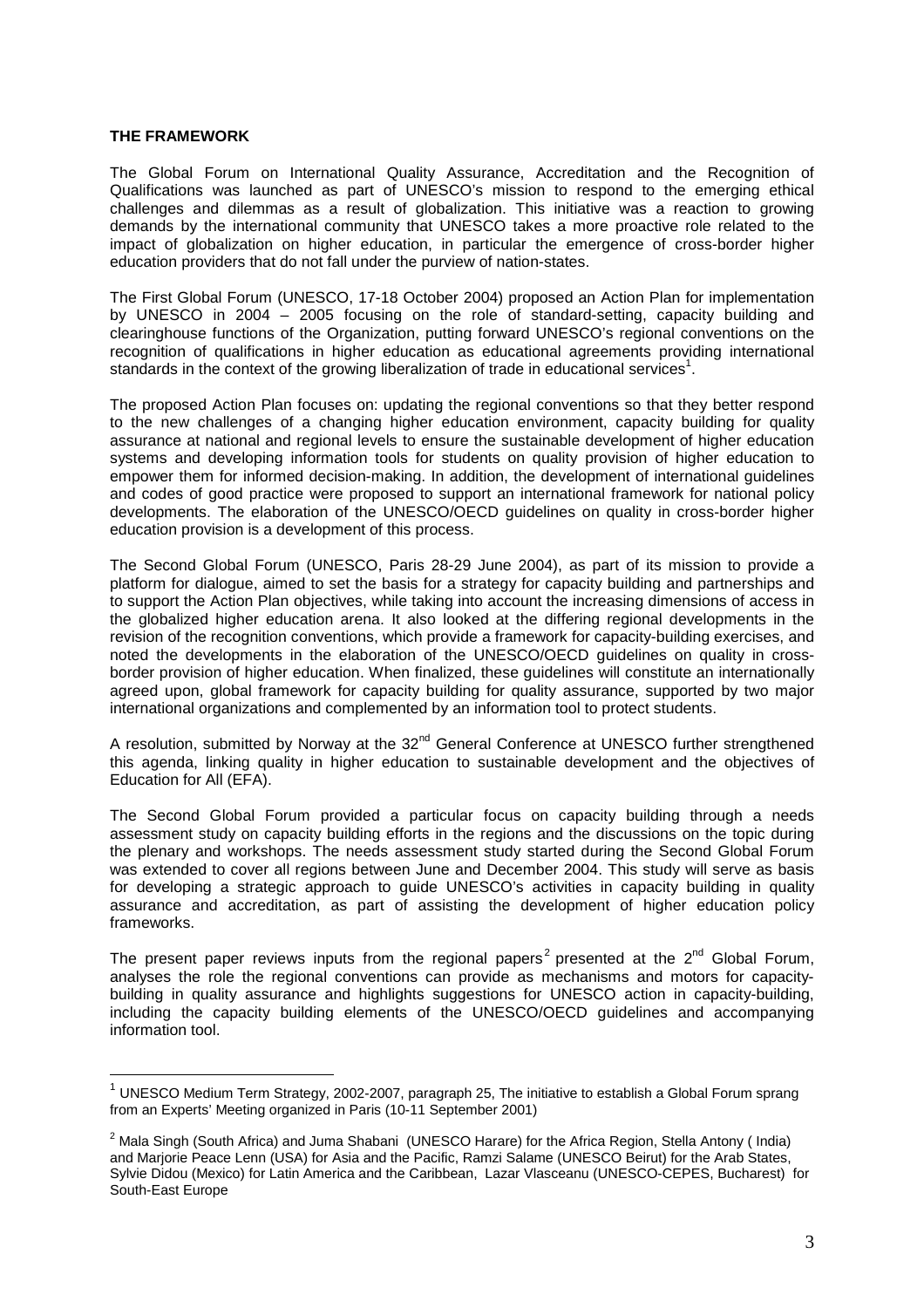**THE FRAMEWORK**

The Global Forum on International Quality Assurance, Accreditation and the Recognition of Qualifications was launched as part of UNESCO's mission to respond to the emerging ethical challenges and dilemmas as a result of globalization. This initiative was a reaction to growing demands by the international community that UNESCO takes a more proactive role related to the impact of globalization on higher education, in particular the emergence of cross-border higher education providers that do not fall under the purview of nation-states.

The First Global Forum (UNESCO, 17-18 October 2004) proposed an Action Plan for implementation by UNESCO in 2004 – 2005 focusing on the role of standard-setting, capacity building and clearinghouse functions of the Organization, putting forward UNESCO's regional conventions on the recognition of qualifications in higher education as educational agreements providing international standards in the context of the growing liberalization of trade in educational services[1].

The proposed Action Plan focuses on: updating the regional conventions so that they better respond to the new challenges of a changing higher education environment, capacity building for quality assurance at national and regional levels to ensure the sustainable development of higher education systems and developing information tools for students on quality provision of higher education to empower them for informed decision-making. In addition, the development of international guidelines and codes of good practice were proposed to support an international framework for national policy developments. The elaboration of the UNESCO/OECD guidelines on quality in cross-border higher education provision is a development of this process.

The Second Global Forum (UNESCO, Paris 28-29 June 2004), as part of its mission to provide a platform for dialogue, aimed to set the basis for a strategy for capacity building and partnerships and to support the Action Plan objectives, while taking into account the increasing dimensions of access in the globalized higher education arena. It also looked at the differing regional developments in the revision of the recognition conventions, which provide a framework for capacity-building exercises, and noted the developments in the elaboration of the UNESCO/OECD guidelines on quality in cross-border provision of higher education. When finalized, these guidelines will constitute an internationally agreed upon, global framework for capacity building for quality assurance, supported by two major international organizations and complemented by an information tool to protect students.

A resolution, submitted by Norway at the 32nd General Conference at UNESCO further strengthened this agenda, linking quality in higher education to sustainable development and the objectives of Education for All (EFA).

The Second Global Forum provided a particular focus on capacity building through a needs assessment study on capacity building efforts in the regions and the discussions on the topic during the plenary and workshops. The needs assessment study started during the Second Global Forum was extended to cover all regions between June and December 2004. This study will serve as basis for developing a strategic approach to guide UNESCO's activities in capacity building in quality assurance and accreditation, as part of assisting the development of higher education policy frameworks.

The present paper reviews inputs from the regional papers[2] presented at the 2nd Global Forum, analyses the role the regional conventions can provide as mechanisms and motors for capacity-building in quality assurance and highlights suggestions for UNESCO action in capacity-building, including the capacity building elements of the UNESCO/OECD guidelines and accompanying information tool.

---

[1] UNESCO Medium Term Strategy, 2002-2007, paragraph 25, The initiative to establish a Global Forum sprang from an Experts' Meeting organized in Paris (10-11 September 2001)

[2] Mala Singh (South Africa) and Juma Shabani (UNESCO Harare) for the Africa Region, Stella Antony ( India) and Marjorie Peace Lenn (USA) for Asia and the Pacific, Ramzi Salame (UNESCO Beirut) for the Arab States, Sylvie Didou (Mexico) for Latin America and the Caribbean, Lazar Vlasceanu (UNESCO-CEPES, Bucharest) for South-East Europe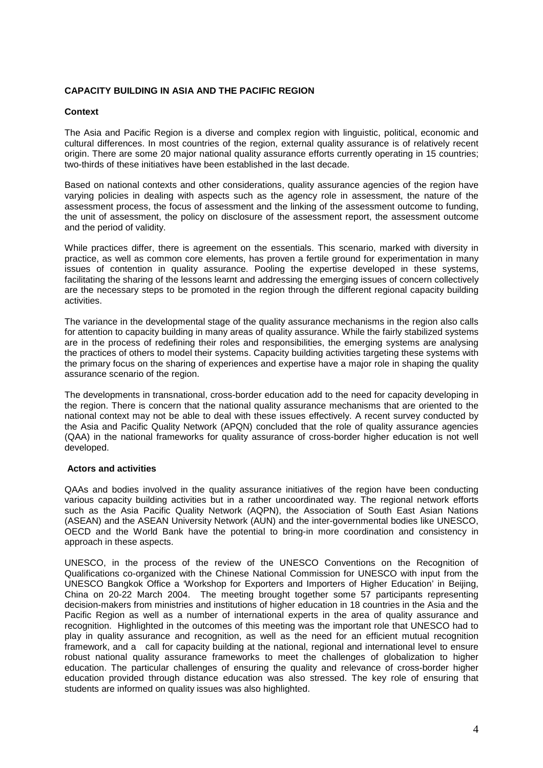**CAPACITY BUILDING IN ASIA AND THE PACIFIC REGION**

**Context**

The Asia and Pacific Region is a diverse and complex region with linguistic, political, economic and cultural differences. In most countries of the region, external quality assurance is of relatively recent origin. There are some 20 major national quality assurance efforts currently operating in 15 countries; two-thirds of these initiatives have been established in the last decade.

Based on national contexts and other considerations, quality assurance agencies of the region have varying policies in dealing with aspects such as the agency role in assessment, the nature of the assessment process, the focus of assessment and the linking of the assessment outcome to funding, the unit of assessment, the policy on disclosure of the assessment report, the assessment outcome and the period of validity.

While practices differ, there is agreement on the essentials. This scenario, marked with diversity in practice, as well as common core elements, has proven a fertile ground for experimentation in many issues of contention in quality assurance. Pooling the expertise developed in these systems, facilitating the sharing of the lessons learnt and addressing the emerging issues of concern collectively are the necessary steps to be promoted in the region through the different regional capacity building activities.

The variance in the developmental stage of the quality assurance mechanisms in the region also calls for attention to capacity building in many areas of quality assurance. While the fairly stabilized systems are in the process of redefining their roles and responsibilities, the emerging systems are analysing the practices of others to model their systems. Capacity building activities targeting these systems with the primary focus on the sharing of experiences and expertise have a major role in shaping the quality assurance scenario of the region.

The developments in transnational, cross-border education add to the need for capacity developing in the region. There is concern that the national quality assurance mechanisms that are oriented to the national context may not be able to deal with these issues effectively. A recent survey conducted by the Asia and Pacific Quality Network (APQN) concluded that the role of quality assurance agencies (QAA) in the national frameworks for quality assurance of cross-border higher education is not well developed.

**Actors and activities**

QAAs and bodies involved in the quality assurance initiatives of the region have been conducting various capacity building activities but in a rather uncoordinated way. The regional network efforts such as the Asia Pacific Quality Network (AQPN), the Association of South East Asian Nations (ASEAN) and the ASEAN University Network (AUN) and the inter-governmental bodies like UNESCO, OECD and the World Bank have the potential to bring-in more coordination and consistency in approach in these aspects.

UNESCO, in the process of the review of the UNESCO Conventions on the Recognition of Qualifications co-organized with the Chinese National Commission for UNESCO with input from the UNESCO Bangkok Office a 'Workshop for Exporters and Importers of Higher Education' in Beijing, China on 20-22 March 2004. The meeting brought together some 57 participants representing decision-makers from ministries and institutions of higher education in 18 countries in the Asia and the Pacific Region as well as a number of international experts in the area of quality assurance and recognition. Highlighted in the outcomes of this meeting was the important role that UNESCO had to play in quality assurance and recognition, as well as the need for an efficient mutual recognition framework, and a call for capacity building at the national, regional and international level to ensure robust national quality assurance frameworks to meet the challenges of globalization to higher education. The particular challenges of ensuring the quality and relevance of cross-border higher education provided through distance education was also stressed. The key role of ensuring that students are informed on quality issues was also highlighted.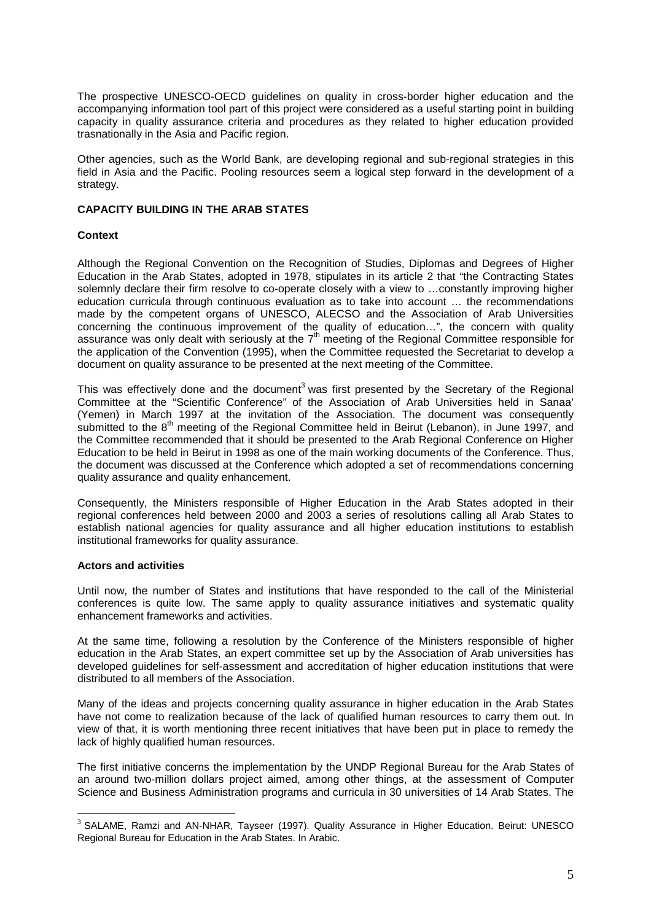The prospective UNESCO-OECD guidelines on quality in cross-border higher education and the accompanying information tool part of this project were considered as a useful starting point in building capacity in quality assurance criteria and procedures as they related to higher education provided trasnationally in the Asia and Pacific region.

Other agencies, such as the World Bank, are developing regional and sub-regional strategies in this field in Asia and the Pacific. Pooling resources seem a logical step forward in the development of a strategy.

## CAPACITY BUILDING IN THE ARAB STATES

### Context

Although the Regional Convention on the Recognition of Studies, Diplomas and Degrees of Higher Education in the Arab States, adopted in 1978, stipulates in its article 2 that "the Contracting States solemnly declare their firm resolve to co-operate closely with a view to …constantly improving higher education curricula through continuous evaluation as to take into account … the recommendations made by the competent organs of UNESCO, ALECSO and the Association of Arab Universities concerning the continuous improvement of the quality of education…", the concern with quality assurance was only dealt with seriously at the 7th meeting of the Regional Committee responsible for the application of the Convention (1995), when the Committee requested the Secretariat to develop a document on quality assurance to be presented at the next meeting of the Committee.

This was effectively done and the document[3] was first presented by the Secretary of the Regional Committee at the "Scientific Conference" of the Association of Arab Universities held in Sanaa' (Yemen) in March 1997 at the invitation of the Association. The document was consequently submitted to the 8th meeting of the Regional Committee held in Beirut (Lebanon), in June 1997, and the Committee recommended that it should be presented to the Arab Regional Conference on Higher Education to be held in Beirut in 1998 as one of the main working documents of the Conference. Thus, the document was discussed at the Conference which adopted a set of recommendations concerning quality assurance and quality enhancement.

Consequently, the Ministers responsible of Higher Education in the Arab States adopted in their regional conferences held between 2000 and 2003 a series of resolutions calling all Arab States to establish national agencies for quality assurance and all higher education institutions to establish institutional frameworks for quality assurance.

### Actors and activities

Until now, the number of States and institutions that have responded to the call of the Ministerial conferences is quite low. The same apply to quality assurance initiatives and systematic quality enhancement frameworks and activities.

At the same time, following a resolution by the Conference of the Ministers responsible of higher education in the Arab States, an expert committee set up by the Association of Arab universities has developed guidelines for self-assessment and accreditation of higher education institutions that were distributed to all members of the Association.

Many of the ideas and projects concerning quality assurance in higher education in the Arab States have not come to realization because of the lack of qualified human resources to carry them out. In view of that, it is worth mentioning three recent initiatives that have been put in place to remedy the lack of highly qualified human resources.

The first initiative concerns the implementation by the UNDP Regional Bureau for the Arab States of an around two-million dollars project aimed, among other things, at the assessment of Computer Science and Business Administration programs and curricula in 30 universities of 14 Arab States. The

---

[3] SALAME, Ramzi and AN-NHAR, Tayseer (1997). Quality Assurance in Higher Education. Beirut: UNESCO Regional Bureau for Education in the Arab States. In Arabic.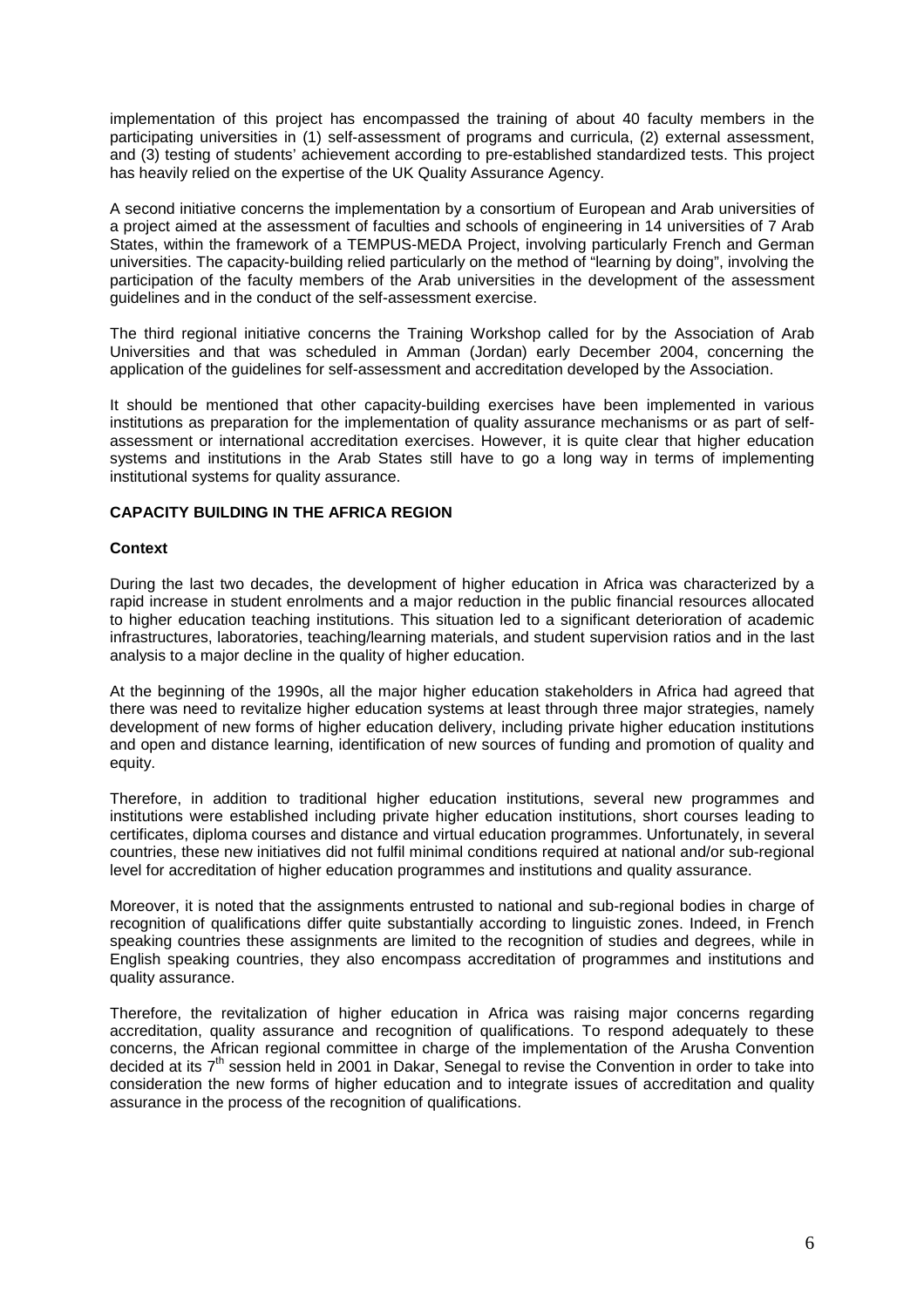implementation of this project has encompassed the training of about 40 faculty members in the participating universities in (1) self-assessment of programs and curricula, (2) external assessment, and (3) testing of students' achievement according to pre-established standardized tests. This project has heavily relied on the expertise of the UK Quality Assurance Agency.

A second initiative concerns the implementation by a consortium of European and Arab universities of a project aimed at the assessment of faculties and schools of engineering in 14 universities of 7 Arab States, within the framework of a TEMPUS-MEDA Project, involving particularly French and German universities. The capacity-building relied particularly on the method of "learning by doing", involving the participation of the faculty members of the Arab universities in the development of the assessment guidelines and in the conduct of the self-assessment exercise.

The third regional initiative concerns the Training Workshop called for by the Association of Arab Universities and that was scheduled in Amman (Jordan) early December 2004, concerning the application of the guidelines for self-assessment and accreditation developed by the Association.

It should be mentioned that other capacity-building exercises have been implemented in various institutions as preparation for the implementation of quality assurance mechanisms or as part of self-assessment or international accreditation exercises. However, it is quite clear that higher education systems and institutions in the Arab States still have to go a long way in terms of implementing institutional systems for quality assurance.

## CAPACITY BUILDING IN THE AFRICA REGION

### Context

During the last two decades, the development of higher education in Africa was characterized by a rapid increase in student enrolments and a major reduction in the public financial resources allocated to higher education teaching institutions. This situation led to a significant deterioration of academic infrastructures, laboratories, teaching/learning materials, and student supervision ratios and in the last analysis to a major decline in the quality of higher education.

At the beginning of the 1990s, all the major higher education stakeholders in Africa had agreed that there was need to revitalize higher education systems at least through three major strategies, namely development of new forms of higher education delivery, including private higher education institutions and open and distance learning, identification of new sources of funding and promotion of quality and equity.

Therefore, in addition to traditional higher education institutions, several new programmes and institutions were established including private higher education institutions, short courses leading to certificates, diploma courses and distance and virtual education programmes. Unfortunately, in several countries, these new initiatives did not fulfil minimal conditions required at national and/or sub-regional level for accreditation of higher education programmes and institutions and quality assurance.

Moreover, it is noted that the assignments entrusted to national and sub-regional bodies in charge of recognition of qualifications differ quite substantially according to linguistic zones. Indeed, in French speaking countries these assignments are limited to the recognition of studies and degrees, while in English speaking countries, they also encompass accreditation of programmes and institutions and quality assurance.

Therefore, the revitalization of higher education in Africa was raising major concerns regarding accreditation, quality assurance and recognition of qualifications. To respond adequately to these concerns, the African regional committee in charge of the implementation of the Arusha Convention decided at its 7th session held in 2001 in Dakar, Senegal to revise the Convention in order to take into consideration the new forms of higher education and to integrate issues of accreditation and quality assurance in the process of the recognition of qualifications.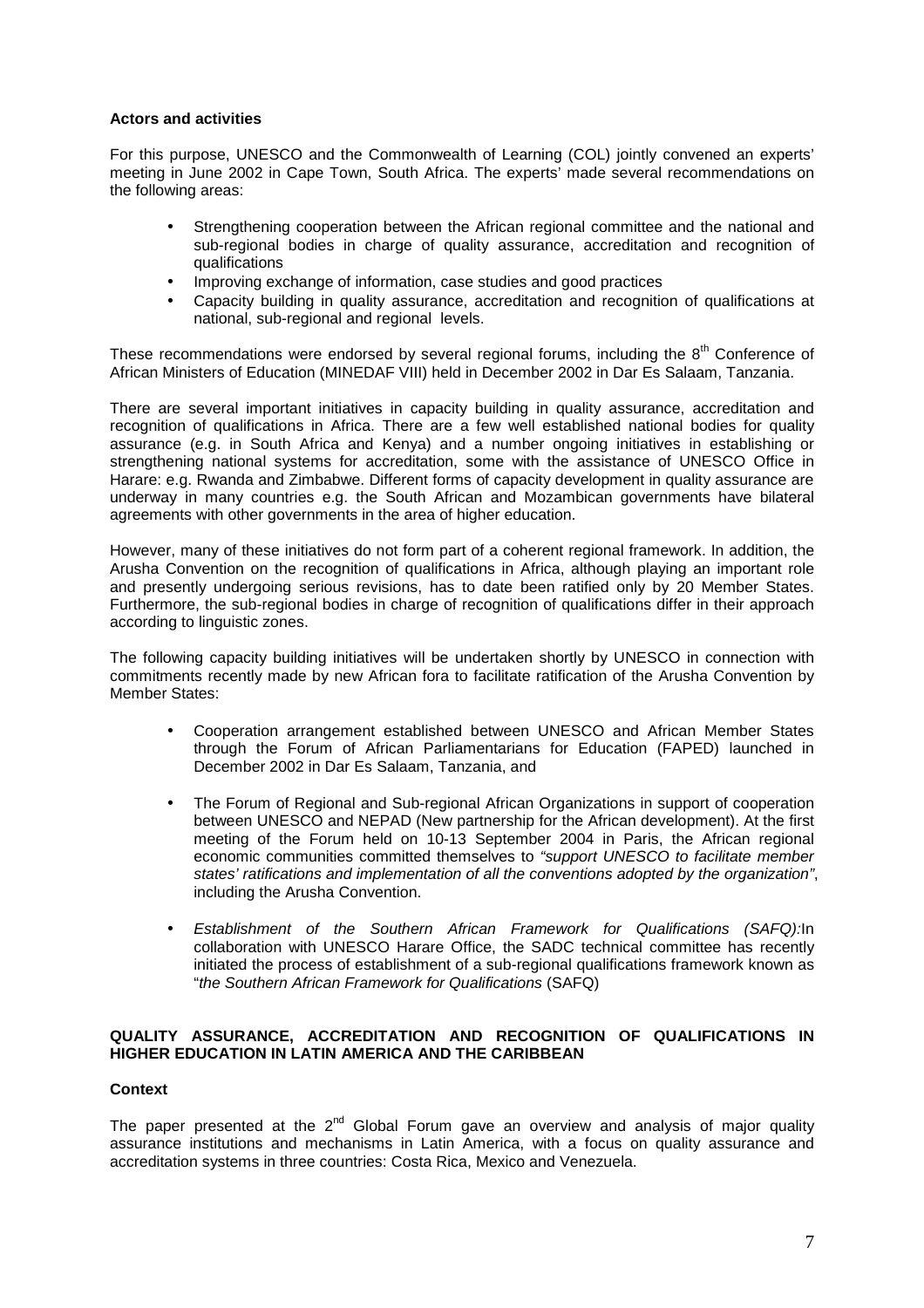**Actors and activities**

For this purpose, UNESCO and the Commonwealth of Learning (COL) jointly convened an experts' meeting in June 2002 in Cape Town, South Africa. The experts' made several recommendations on the following areas:

- Strengthening cooperation between the African regional committee and the national and sub-regional bodies in charge of quality assurance, accreditation and recognition of qualifications
- Improving exchange of information, case studies and good practices
- Capacity building in quality assurance, accreditation and recognition of qualifications at national, sub-regional and regional levels.

These recommendations were endorsed by several regional forums, including the 8th Conference of African Ministers of Education (MINEDAF VIII) held in December 2002 in Dar Es Salaam, Tanzania.

There are several important initiatives in capacity building in quality assurance, accreditation and recognition of qualifications in Africa. There are a few well established national bodies for quality assurance (e.g. in South Africa and Kenya) and a number ongoing initiatives in establishing or strengthening national systems for accreditation, some with the assistance of UNESCO Office in Harare: e.g. Rwanda and Zimbabwe. Different forms of capacity development in quality assurance are underway in many countries e.g. the South African and Mozambican governments have bilateral agreements with other governments in the area of higher education.

However, many of these initiatives do not form part of a coherent regional framework. In addition, the Arusha Convention on the recognition of qualifications in Africa, although playing an important role and presently undergoing serious revisions, has to date been ratified only by 20 Member States. Furthermore, the sub-regional bodies in charge of recognition of qualifications differ in their approach according to linguistic zones.

The following capacity building initiatives will be undertaken shortly by UNESCO in connection with commitments recently made by new African fora to facilitate ratification of the Arusha Convention by Member States:

- Cooperation arrangement established between UNESCO and African Member States through the Forum of African Parliamentarians for Education (FAPED) launched in December 2002 in Dar Es Salaam, Tanzania, and

- The Forum of Regional and Sub-regional African Organizations in support of cooperation between UNESCO and NEPAD (New partnership for the African development). At the first meeting of the Forum held on 10-13 September 2004 in Paris, the African regional economic communities committed themselves to *"support UNESCO to facilitate member states' ratifications and implementation of all the conventions adopted by the organization"*, including the Arusha Convention.

- *Establishment of the Southern African Framework for Qualifications (SAFQ):* In collaboration with UNESCO Harare Office, the SADC technical committee has recently initiated the process of establishment of a sub-regional qualifications framework known as "*the Southern African Framework for Qualifications* (SAFQ)

**QUALITY ASSURANCE, ACCREDITATION AND RECOGNITION OF QUALIFICATIONS IN HIGHER EDUCATION IN LATIN AMERICA AND THE CARIBBEAN**

**Context**

The paper presented at the 2nd Global Forum gave an overview and analysis of major quality assurance institutions and mechanisms in Latin America, with a focus on quality assurance and accreditation systems in three countries: Costa Rica, Mexico and Venezuela.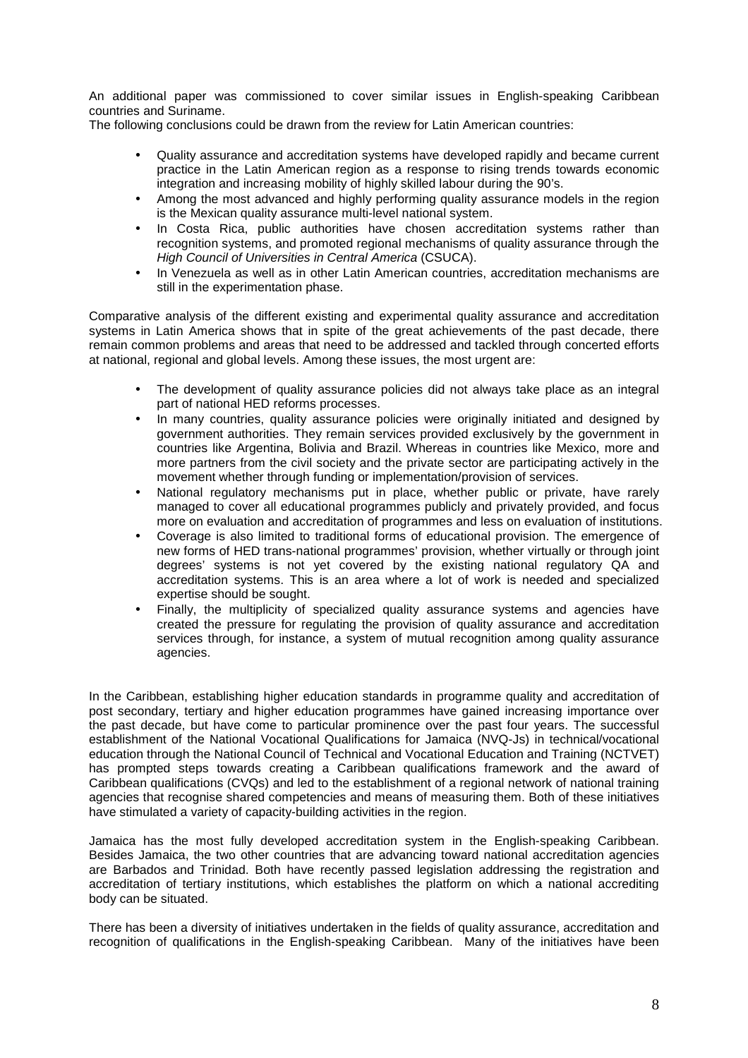An additional paper was commissioned to cover similar issues in English-speaking Caribbean countries and Suriname.

The following conclusions could be drawn from the review for Latin American countries:

- Quality assurance and accreditation systems have developed rapidly and became current practice in the Latin American region as a response to rising trends towards economic integration and increasing mobility of highly skilled labour during the 90's.
- Among the most advanced and highly performing quality assurance models in the region is the Mexican quality assurance multi-level national system.
- In Costa Rica, public authorities have chosen accreditation systems rather than recognition systems, and promoted regional mechanisms of quality assurance through the *High Council of Universities in Central America* (CSUCA).
- In Venezuela as well as in other Latin American countries, accreditation mechanisms are still in the experimentation phase.

Comparative analysis of the different existing and experimental quality assurance and accreditation systems in Latin America shows that in spite of the great achievements of the past decade, there remain common problems and areas that need to be addressed and tackled through concerted efforts at national, regional and global levels. Among these issues, the most urgent are:

- The development of quality assurance policies did not always take place as an integral part of national HED reforms processes.
- In many countries, quality assurance policies were originally initiated and designed by government authorities. They remain services provided exclusively by the government in countries like Argentina, Bolivia and Brazil. Whereas in countries like Mexico, more and more partners from the civil society and the private sector are participating actively in the movement whether through funding or implementation/provision of services.
- National regulatory mechanisms put in place, whether public or private, have rarely managed to cover all educational programmes publicly and privately provided, and focus more on evaluation and accreditation of programmes and less on evaluation of institutions.
- Coverage is also limited to traditional forms of educational provision. The emergence of new forms of HED trans-national programmes' provision, whether virtually or through joint degrees' systems is not yet covered by the existing national regulatory QA and accreditation systems. This is an area where a lot of work is needed and specialized expertise should be sought.
- Finally, the multiplicity of specialized quality assurance systems and agencies have created the pressure for regulating the provision of quality assurance and accreditation services through, for instance, a system of mutual recognition among quality assurance agencies.

In the Caribbean, establishing higher education standards in programme quality and accreditation of post secondary, tertiary and higher education programmes have gained increasing importance over the past decade, but have come to particular prominence over the past four years. The successful establishment of the National Vocational Qualifications for Jamaica (NVQ-Js) in technical/vocational education through the National Council of Technical and Vocational Education and Training (NCTVET) has prompted steps towards creating a Caribbean qualifications framework and the award of Caribbean qualifications (CVQs) and led to the establishment of a regional network of national training agencies that recognise shared competencies and means of measuring them. Both of these initiatives have stimulated a variety of capacity-building activities in the region.

Jamaica has the most fully developed accreditation system in the English-speaking Caribbean. Besides Jamaica, the two other countries that are advancing toward national accreditation agencies are Barbados and Trinidad. Both have recently passed legislation addressing the registration and accreditation of tertiary institutions, which establishes the platform on which a national accrediting body can be situated.

There has been a diversity of initiatives undertaken in the fields of quality assurance, accreditation and recognition of qualifications in the English-speaking Caribbean. Many of the initiatives have been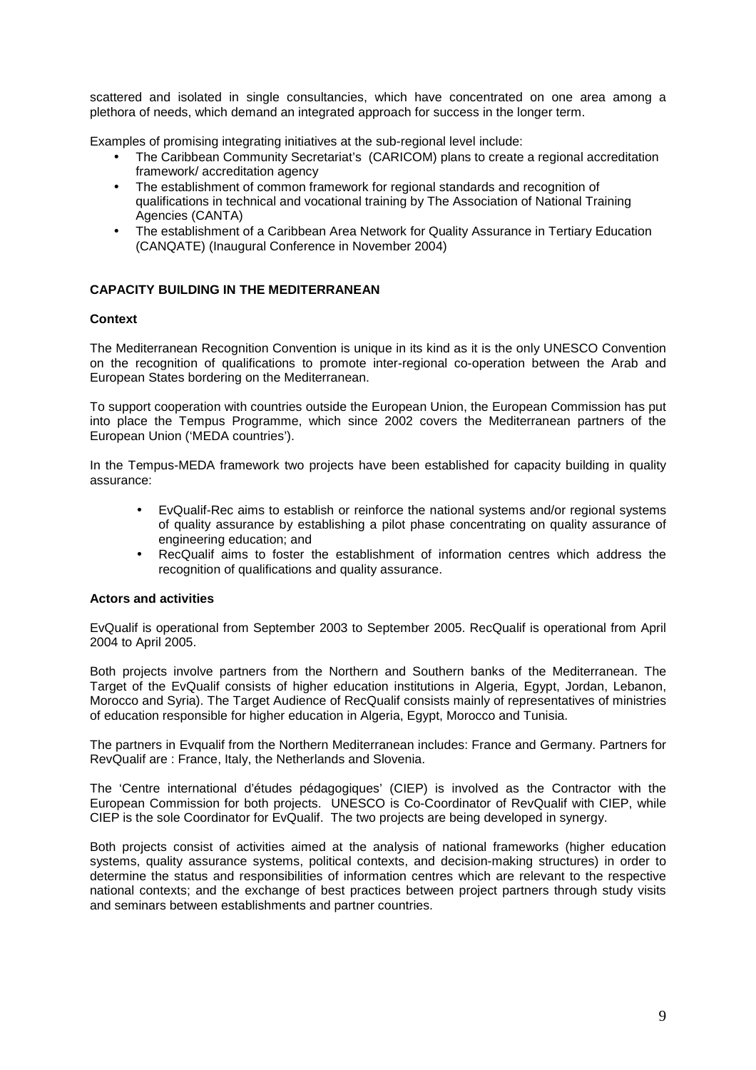scattered and isolated in single consultancies, which have concentrated on one area among a plethora of needs, which demand an integrated approach for success in the longer term.

Examples of promising integrating initiatives at the sub-regional level include:

- The Caribbean Community Secretariat's (CARICOM) plans to create a regional accreditation framework/ accreditation agency
- The establishment of common framework for regional standards and recognition of qualifications in technical and vocational training by The Association of National Training Agencies (CANTA)
- The establishment of a Caribbean Area Network for Quality Assurance in Tertiary Education (CANQATE) (Inaugural Conference in November 2004)

## CAPACITY BUILDING IN THE MEDITERRANEAN

### Context

The Mediterranean Recognition Convention is unique in its kind as it is the only UNESCO Convention on the recognition of qualifications to promote inter-regional co-operation between the Arab and European States bordering on the Mediterranean.

To support cooperation with countries outside the European Union, the European Commission has put into place the Tempus Programme, which since 2002 covers the Mediterranean partners of the European Union ('MEDA countries').

In the Tempus-MEDA framework two projects have been established for capacity building in quality assurance:

- EvQualif-Rec aims to establish or reinforce the national systems and/or regional systems of quality assurance by establishing a pilot phase concentrating on quality assurance of engineering education; and
- RecQualif aims to foster the establishment of information centres which address the recognition of qualifications and quality assurance.

### Actors and activities

EvQualif is operational from September 2003 to September 2005. RecQualif is operational from April 2004 to April 2005.

Both projects involve partners from the Northern and Southern banks of the Mediterranean. The Target of the EvQualif consists of higher education institutions in Algeria, Egypt, Jordan, Lebanon, Morocco and Syria). The Target Audience of RecQualif consists mainly of representatives of ministries of education responsible for higher education in Algeria, Egypt, Morocco and Tunisia.

The partners in Evqualif from the Northern Mediterranean includes: France and Germany. Partners for RevQualif are : France, Italy, the Netherlands and Slovenia.

The 'Centre international d'études pédagogiques' (CIEP) is involved as the Contractor with the European Commission for both projects. UNESCO is Co-Coordinator of RevQualif with CIEP, while CIEP is the sole Coordinator for EvQualif. The two projects are being developed in synergy.

Both projects consist of activities aimed at the analysis of national frameworks (higher education systems, quality assurance systems, political contexts, and decision-making structures) in order to determine the status and responsibilities of information centres which are relevant to the respective national contexts; and the exchange of best practices between project partners through study visits and seminars between establishments and partner countries.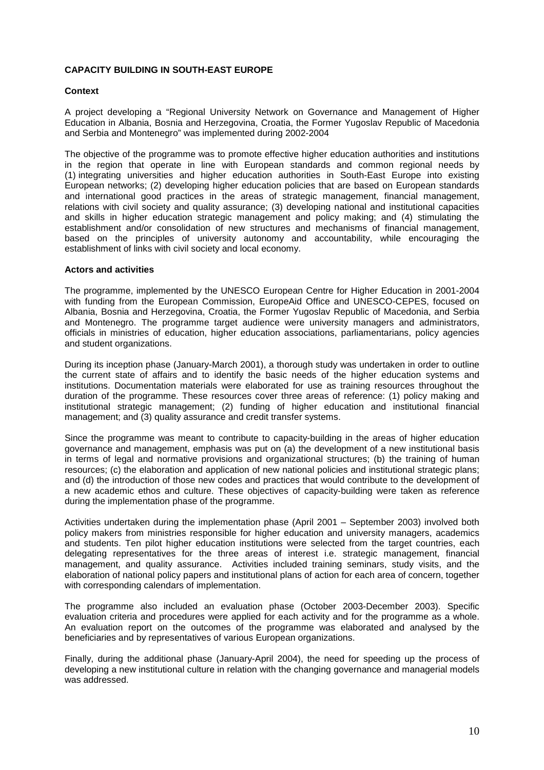**CAPACITY BUILDING IN SOUTH-EAST EUROPE**

**Context**

A project developing a "Regional University Network on Governance and Management of Higher Education in Albania, Bosnia and Herzegovina, Croatia, the Former Yugoslav Republic of Macedonia and Serbia and Montenegro" was implemented during 2002-2004

The objective of the programme was to promote effective higher education authorities and institutions in the region that operate in line with European standards and common regional needs by (1) integrating universities and higher education authorities in South-East Europe into existing European networks; (2) developing higher education policies that are based on European standards and international good practices in the areas of strategic management, financial management, relations with civil society and quality assurance; (3) developing national and institutional capacities and skills in higher education strategic management and policy making; and (4) stimulating the establishment and/or consolidation of new structures and mechanisms of financial management, based on the principles of university autonomy and accountability, while encouraging the establishment of links with civil society and local economy.

**Actors and activities**

The programme, implemented by the UNESCO European Centre for Higher Education in 2001-2004 with funding from the European Commission, EuropeAid Office and UNESCO-CEPES, focused on Albania, Bosnia and Herzegovina, Croatia, the Former Yugoslav Republic of Macedonia, and Serbia and Montenegro. The programme target audience were university managers and administrators, officials in ministries of education, higher education associations, parliamentarians, policy agencies and student organizations.

During its inception phase (January-March 2001), a thorough study was undertaken in order to outline the current state of affairs and to identify the basic needs of the higher education systems and institutions. Documentation materials were elaborated for use as training resources throughout the duration of the programme. These resources cover three areas of reference: (1) policy making and institutional strategic management; (2) funding of higher education and institutional financial management; and (3) quality assurance and credit transfer systems.

Since the programme was meant to contribute to capacity-building in the areas of higher education governance and management, emphasis was put on (a) the development of a new institutional basis in terms of legal and normative provisions and organizational structures; (b) the training of human resources; (c) the elaboration and application of new national policies and institutional strategic plans; and (d) the introduction of those new codes and practices that would contribute to the development of a new academic ethos and culture. These objectives of capacity-building were taken as reference during the implementation phase of the programme.

Activities undertaken during the implementation phase (April 2001 – September 2003) involved both policy makers from ministries responsible for higher education and university managers, academics and students. Ten pilot higher education institutions were selected from the target countries, each delegating representatives for the three areas of interest i.e. strategic management, financial management, and quality assurance. Activities included training seminars, study visits, and the elaboration of national policy papers and institutional plans of action for each area of concern, together with corresponding calendars of implementation.

The programme also included an evaluation phase (October 2003-December 2003). Specific evaluation criteria and procedures were applied for each activity and for the programme as a whole. An evaluation report on the outcomes of the programme was elaborated and analysed by the beneficiaries and by representatives of various European organizations.

Finally, during the additional phase (January-April 2004), the need for speeding up the process of developing a new institutional culture in relation with the changing governance and managerial models was addressed.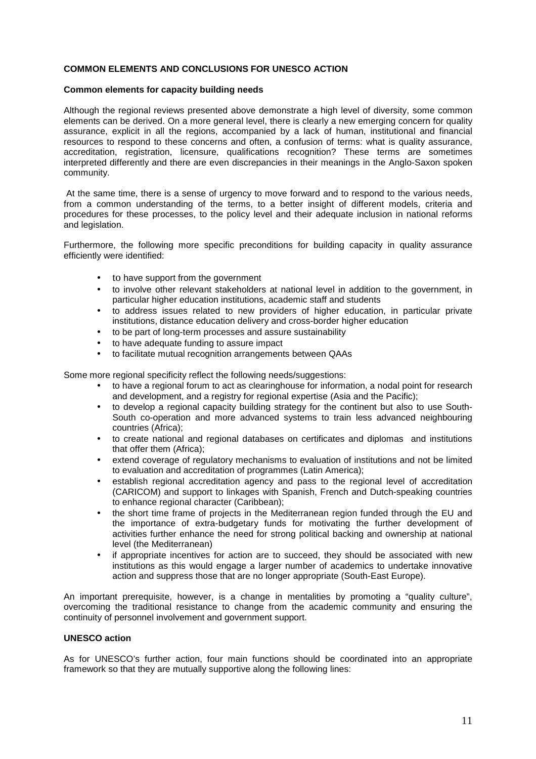### COMMON ELEMENTS AND CONCLUSIONS FOR UNESCO ACTION

#### Common elements for capacity building needs

Although the regional reviews presented above demonstrate a high level of diversity, some common elements can be derived. On a more general level, there is clearly a new emerging concern for quality assurance, explicit in all the regions, accompanied by a lack of human, institutional and financial resources to respond to these concerns and often, a confusion of terms: what is quality assurance, accreditation, registration, licensure, qualifications recognition? These terms are sometimes interpreted differently and there are even discrepancies in their meanings in the Anglo-Saxon spoken community.

At the same time, there is a sense of urgency to move forward and to respond to the various needs, from a common understanding of the terms, to a better insight of different models, criteria and procedures for these processes, to the policy level and their adequate inclusion in national reforms and legislation.

Furthermore, the following more specific preconditions for building capacity in quality assurance efficiently were identified:

- to have support from the government
- to involve other relevant stakeholders at national level in addition to the government, in particular higher education institutions, academic staff and students
- to address issues related to new providers of higher education, in particular private institutions, distance education delivery and cross-border higher education
- to be part of long-term processes and assure sustainability
- to have adequate funding to assure impact
- to facilitate mutual recognition arrangements between QAAs

Some more regional specificity reflect the following needs/suggestions:

- to have a regional forum to act as clearinghouse for information, a nodal point for research and development, and a registry for regional expertise (Asia and the Pacific);
- to develop a regional capacity building strategy for the continent but also to use South-South co-operation and more advanced systems to train less advanced neighbouring countries (Africa);
- to create national and regional databases on certificates and diplomas and institutions that offer them (Africa);
- extend coverage of regulatory mechanisms to evaluation of institutions and not be limited to evaluation and accreditation of programmes (Latin America);
- establish regional accreditation agency and pass to the regional level of accreditation (CARICOM) and support to linkages with Spanish, French and Dutch-speaking countries to enhance regional character (Caribbean);
- the short time frame of projects in the Mediterranean region funded through the EU and the importance of extra-budgetary funds for motivating the further development of activities further enhance the need for strong political backing and ownership at national level (the Mediterranean)
- if appropriate incentives for action are to succeed, they should be associated with new institutions as this would engage a larger number of academics to undertake innovative action and suppress those that are no longer appropriate (South-East Europe).

An important prerequisite, however, is a change in mentalities by promoting a "quality culture", overcoming the traditional resistance to change from the academic community and ensuring the continuity of personnel involvement and government support.

#### UNESCO action

As for UNESCO's further action, four main functions should be coordinated into an appropriate framework so that they are mutually supportive along the following lines: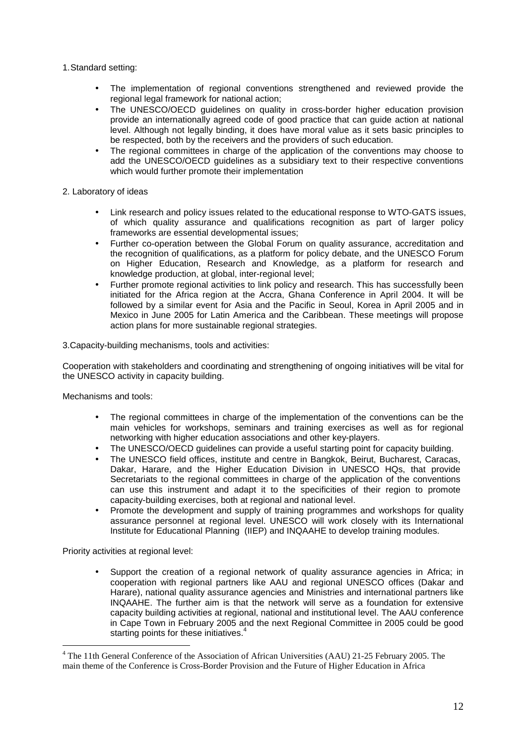1. Standard setting:

- The implementation of regional conventions strengthened and reviewed provide the regional legal framework for national action;
- The UNESCO/OECD guidelines on quality in cross-border higher education provision provide an internationally agreed code of good practice that can guide action at national level. Although not legally binding, it does have moral value as it sets basic principles to be respected, both by the receivers and the providers of such education.
- The regional committees in charge of the application of the conventions may choose to add the UNESCO/OECD guidelines as a subsidiary text to their respective conventions which would further promote their implementation

2. Laboratory of ideas

- Link research and policy issues related to the educational response to WTO-GATS issues, of which quality assurance and qualifications recognition as part of larger policy frameworks are essential developmental issues;
- Further co-operation between the Global Forum on quality assurance, accreditation and the recognition of qualifications, as a platform for policy debate, and the UNESCO Forum on Higher Education, Research and Knowledge, as a platform for research and knowledge production, at global, inter-regional level;
- Further promote regional activities to link policy and research. This has successfully been initiated for the Africa region at the Accra, Ghana Conference in April 2004. It will be followed by a similar event for Asia and the Pacific in Seoul, Korea in April 2005 and in Mexico in June 2005 for Latin America and the Caribbean. These meetings will propose action plans for more sustainable regional strategies.

3. Capacity-building mechanisms, tools and activities:

Cooperation with stakeholders and coordinating and strengthening of ongoing initiatives will be vital for the UNESCO activity in capacity building.

Mechanisms and tools:

- The regional committees in charge of the implementation of the conventions can be the main vehicles for workshops, seminars and training exercises as well as for regional networking with higher education associations and other key-players.
- The UNESCO/OECD guidelines can provide a useful starting point for capacity building.
- The UNESCO field offices, institute and centre in Bangkok, Beirut, Bucharest, Caracas, Dakar, Harare, and the Higher Education Division in UNESCO HQs, that provide Secretariats to the regional committees in charge of the application of the conventions can use this instrument and adapt it to the specificities of their region to promote capacity-building exercises, both at regional and national level.
- Promote the development and supply of training programmes and workshops for quality assurance personnel at regional level. UNESCO will work closely with its International Institute for Educational Planning (IIEP) and INQAAHE to develop training modules.

Priority activities at regional level:

- Support the creation of a regional network of quality assurance agencies in Africa; in cooperation with regional partners like AAU and regional UNESCO offices (Dakar and Harare), national quality assurance agencies and Ministries and international partners like INQAAHE. The further aim is that the network will serve as a foundation for extensive capacity building activities at regional, national and institutional level. The AAU conference in Cape Town in February 2005 and the next Regional Committee in 2005 could be good starting points for these initiatives.[4]

[4] The 11th General Conference of the Association of African Universities (AAU) 21-25 February 2005. The main theme of the Conference is Cross-Border Provision and the Future of Higher Education in Africa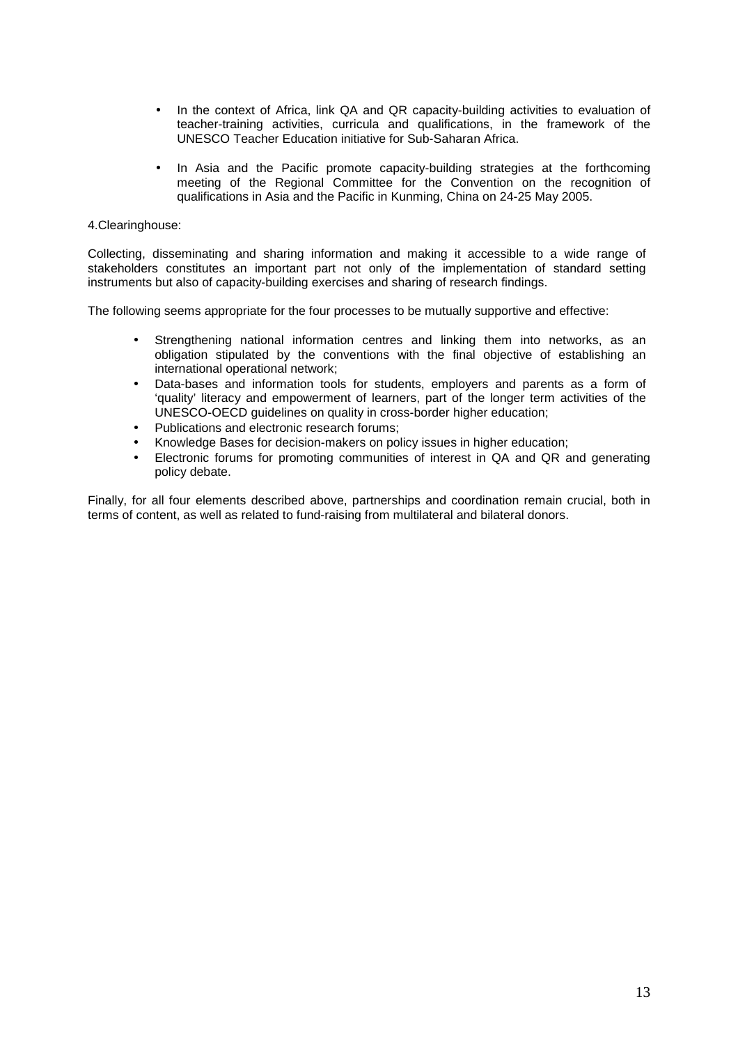- In the context of Africa, link QA and QR capacity-building activities to evaluation of teacher-training activities, curricula and qualifications, in the framework of the UNESCO Teacher Education initiative for Sub-Saharan Africa.

- In Asia and the Pacific promote capacity-building strategies at the forthcoming meeting of the Regional Committee for the Convention on the recognition of qualifications in Asia and the Pacific in Kunming, China on 24-25 May 2005.

4.Clearinghouse:

Collecting, disseminating and sharing information and making it accessible to a wide range of stakeholders constitutes an important part not only of the implementation of standard setting instruments but also of capacity-building exercises and sharing of research findings.

The following seems appropriate for the four processes to be mutually supportive and effective:

- Strengthening national information centres and linking them into networks, as an obligation stipulated by the conventions with the final objective of establishing an international operational network;
- Data-bases and information tools for students, employers and parents as a form of 'quality' literacy and empowerment of learners, part of the longer term activities of the UNESCO-OECD guidelines on quality in cross-border higher education;
- Publications and electronic research forums;
- Knowledge Bases for decision-makers on policy issues in higher education;
- Electronic forums for promoting communities of interest in QA and QR and generating policy debate.

Finally, for all four elements described above, partnerships and coordination remain crucial, both in terms of content, as well as related to fund-raising from multilateral and bilateral donors.